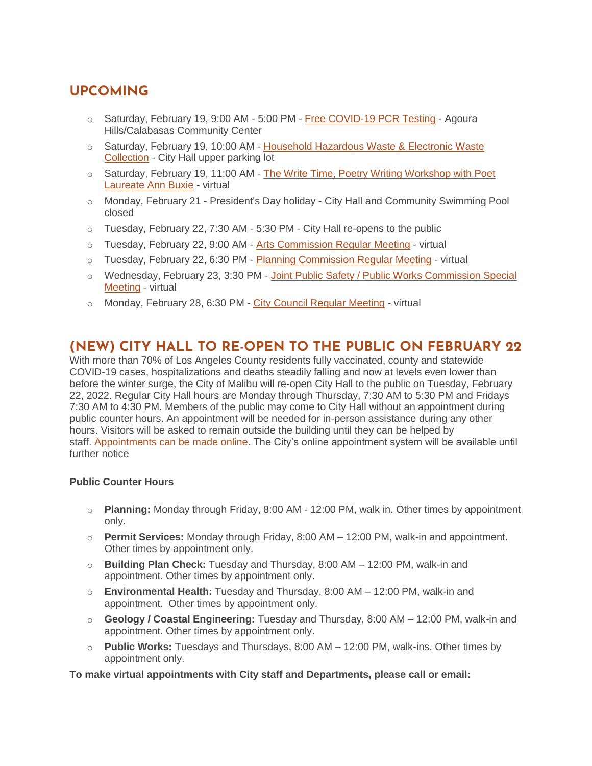## UPCOMING

- Saturday, February 19, 9:00 AM - 5:00 PM - Free COVID-19 PCR Testing - Agoura Hills/Calabasas Community Center
- Saturday, February 19, 10:00 AM - Household Hazardous Waste & Electronic Waste Collection - City Hall upper parking lot
- Saturday, February 19, 11:00 AM - The Write Time, Poetry Writing Workshop with Poet Laureate Ann Buxie - virtual
- Monday, February 21 - President's Day holiday - City Hall and Community Swimming Pool closed
- Tuesday, February 22, 7:30 AM - 5:30 PM - City Hall re-opens to the public
- Tuesday, February 22, 9:00 AM - Arts Commission Regular Meeting - virtual
- Tuesday, February 22, 6:30 PM - Planning Commission Regular Meeting - virtual
- Wednesday, February 23, 3:30 PM - Joint Public Safety / Public Works Commission Special Meeting - virtual
- Monday, February 28, 6:30 PM - City Council Regular Meeting - virtual

## (NEW) CITY HALL TO RE-OPEN TO THE PUBLIC ON FEBRUARY 22

With more than 70% of Los Angeles County residents fully vaccinated, county and statewide COVID-19 cases, hospitalizations and deaths steadily falling and now at levels even lower than before the winter surge, the City of Malibu will re-open City Hall to the public on Tuesday, February 22, 2022. Regular City Hall hours are Monday through Thursday, 7:30 AM to 5:30 PM and Fridays 7:30 AM to 4:30 PM. Members of the public may come to City Hall without an appointment during public counter hours. An appointment will be needed for in-person assistance during any other hours. Visitors will be asked to remain outside the building until they can be helped by staff. Appointments can be made online. The City's online appointment system will be available until further notice

**Public Counter Hours**

- **Planning:** Monday through Friday, 8:00 AM - 12:00 PM, walk in. Other times by appointment only.
- **Permit Services:** Monday through Friday, 8:00 AM – 12:00 PM, walk-in and appointment. Other times by appointment only.
- **Building Plan Check:** Tuesday and Thursday, 8:00 AM – 12:00 PM, walk-in and appointment. Other times by appointment only.
- **Environmental Health:** Tuesday and Thursday, 8:00 AM – 12:00 PM, walk-in and appointment. Other times by appointment only.
- **Geology / Coastal Engineering:** Tuesday and Thursday, 8:00 AM – 12:00 PM, walk-in and appointment. Other times by appointment only.
- **Public Works:** Tuesdays and Thursdays, 8:00 AM – 12:00 PM, walk-ins. Other times by appointment only.

**To make virtual appointments with City staff and Departments, please call or email:**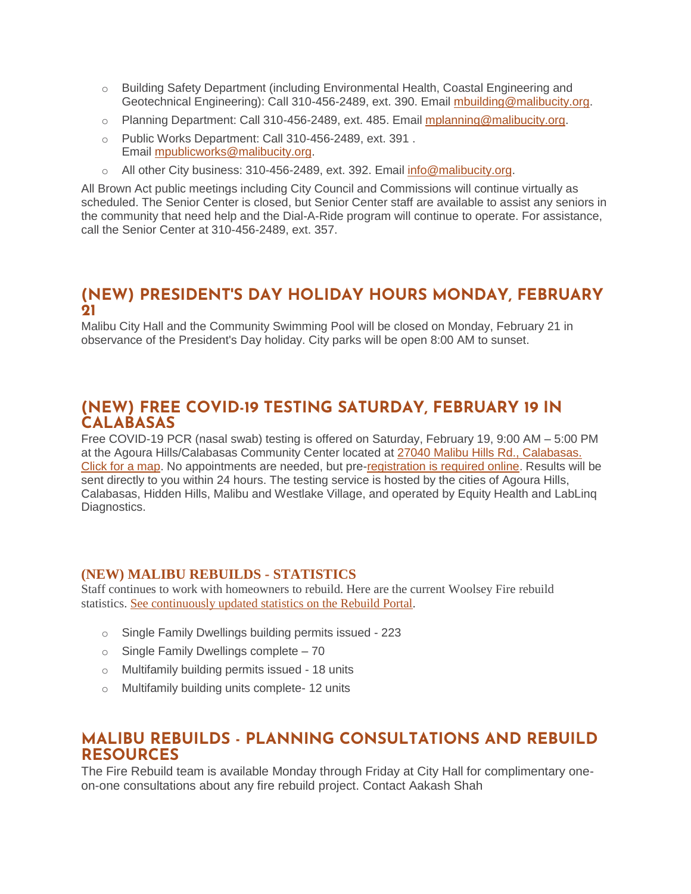- Building Safety Department (including Environmental Health, Coastal Engineering and Geotechnical Engineering): Call 310-456-2489, ext. 390. Email mbuilding@malibucity.org.
- Planning Department: Call 310-456-2489, ext. 485. Email mplanning@malibucity.org.
- Public Works Department: Call 310-456-2489, ext. 391 . Email mpublicworks@malibucity.org.
- All other City business: 310-456-2489, ext. 392. Email info@malibucity.org.

All Brown Act public meetings including City Council and Commissions will continue virtually as scheduled. The Senior Center is closed, but Senior Center staff are available to assist any seniors in the community that need help and the Dial-A-Ride program will continue to operate. For assistance, call the Senior Center at 310-456-2489, ext. 357.

## (NEW) PRESIDENT'S DAY HOLIDAY HOURS MONDAY, FEBRUARY 21

Malibu City Hall and the Community Swimming Pool will be closed on Monday, February 21 in observance of the President's Day holiday. City parks will be open 8:00 AM to sunset.

## (NEW) FREE COVID-19 TESTING SATURDAY, FEBRUARY 19 IN CALABASAS

Free COVID-19 PCR (nasal swab) testing is offered on Saturday, February 19, 9:00 AM – 5:00 PM at the Agoura Hills/Calabasas Community Center located at 27040 Malibu Hills Rd., Calabasas. Click for a map. No appointments are needed, but pre-registration is required online. Results will be sent directly to you within 24 hours. The testing service is hosted by the cities of Agoura Hills, Calabasas, Hidden Hills, Malibu and Westlake Village, and operated by Equity Health and LabLinq Diagnostics.

### (NEW) MALIBU REBUILDS - STATISTICS

Staff continues to work with homeowners to rebuild. Here are the current Woolsey Fire rebuild statistics. See continuously updated statistics on the Rebuild Portal.

- Single Family Dwellings building permits issued - 223
- Single Family Dwellings complete – 70
- Multifamily building permits issued - 18 units
- Multifamily building units complete- 12 units

## MALIBU REBUILDS - PLANNING CONSULTATIONS AND REBUILD RESOURCES

The Fire Rebuild team is available Monday through Friday at City Hall for complimentary one-on-one consultations about any fire rebuild project. Contact Aakash Shah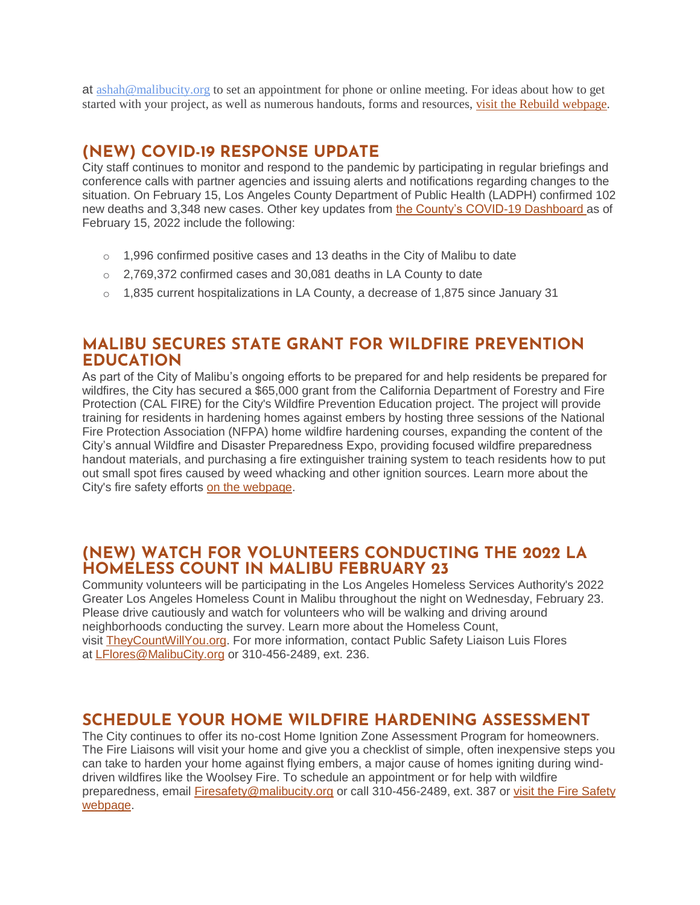at [ashah@malibucity.org](mailto:ashah@malibucity.org) to set an appointment for phone or online meeting. For ideas about how to get started with your project, as well as numerous handouts, forms and resources, [visit the Rebuild webpage](#).

## (NEW) COVID-19 RESPONSE UPDATE

City staff continues to monitor and respond to the pandemic by participating in regular briefings and conference calls with partner agencies and issuing alerts and notifications regarding changes to the situation. On February 15, Los Angeles County Department of Public Health (LADPH) confirmed 102 new deaths and 3,348 new cases. Other key updates from [the County's COVID-19 Dashboard](#) as of February 15, 2022 include the following:

- 1,996 confirmed positive cases and 13 deaths in the City of Malibu to date
- 2,769,372 confirmed cases and 30,081 deaths in LA County to date
- 1,835 current hospitalizations in LA County, a decrease of 1,875 since January 31

## MALIBU SECURES STATE GRANT FOR WILDFIRE PREVENTION EDUCATION

As part of the City of Malibu's ongoing efforts to be prepared for and help residents be prepared for wildfires, the City has secured a $65,000 grant from the California Department of Forestry and Fire Protection (CAL FIRE) for the City's Wildfire Prevention Education project. The project will provide training for residents in hardening homes against embers by hosting three sessions of the National Fire Protection Association (NFPA) home wildfire hardening courses, expanding the content of the City's annual Wildfire and Disaster Preparedness Expo, providing focused wildfire preparedness handout materials, and purchasing a fire extinguisher training system to teach residents how to put out small spot fires caused by weed whacking and other ignition sources. Learn more about the City's fire safety efforts [on the webpage](#).

## (NEW) WATCH FOR VOLUNTEERS CONDUCTING THE 2022 LA HOMELESS COUNT IN MALIBU FEBRUARY 23

Community volunteers will be participating in the Los Angeles Homeless Services Authority's 2022 Greater Los Angeles Homeless Count in Malibu throughout the night on Wednesday, February 23. Please drive cautiously and watch for volunteers who will be walking and driving around neighborhoods conducting the survey. Learn more about the Homeless Count, visit [TheyCountWillYou.org](#). For more information, contact Public Safety Liaison Luis Flores at [LFlores@MalibuCity.org](mailto:LFlores@MalibuCity.org) or 310-456-2489, ext. 236.

## SCHEDULE YOUR HOME WILDFIRE HARDENING ASSESSMENT

The City continues to offer its no-cost Home Ignition Zone Assessment Program for homeowners. The Fire Liaisons will visit your home and give you a checklist of simple, often inexpensive steps you can take to harden your home against flying embers, a major cause of homes igniting during wind-driven wildfires like the Woolsey Fire. To schedule an appointment or for help with wildfire preparedness, email [Firesafety@malibucity.org](mailto:Firesafety@malibucity.org) or call 310-456-2489, ext. 387 or [visit the Fire Safety webpage](#).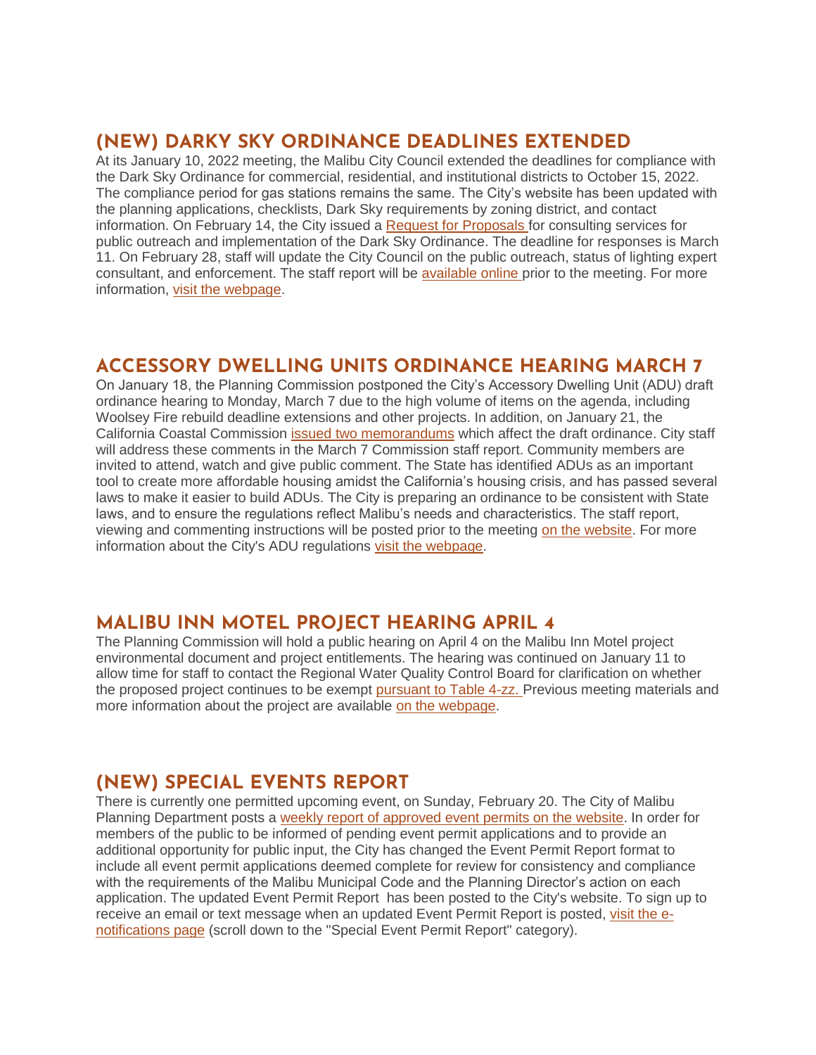## (NEW) DARKY SKY ORDINANCE DEADLINES EXTENDED

At its January 10, 2022 meeting, the Malibu City Council extended the deadlines for compliance with the Dark Sky Ordinance for commercial, residential, and institutional districts to October 15, 2022. The compliance period for gas stations remains the same. The City's website has been updated with the planning applications, checklists, Dark Sky requirements by zoning district, and contact information. On February 14, the City issued a Request for Proposals for consulting services for public outreach and implementation of the Dark Sky Ordinance. The deadline for responses is March 11. On February 28, staff will update the City Council on the public outreach, status of lighting expert consultant, and enforcement. The staff report will be available online prior to the meeting. For more information, visit the webpage.

## ACCESSORY DWELLING UNITS ORDINANCE HEARING MARCH 7

On January 18, the Planning Commission postponed the City's Accessory Dwelling Unit (ADU) draft ordinance hearing to Monday, March 7 due to the high volume of items on the agenda, including Woolsey Fire rebuild deadline extensions and other projects. In addition, on January 21, the California Coastal Commission issued two memorandums which affect the draft ordinance. City staff will address these comments in the March 7 Commission staff report. Community members are invited to attend, watch and give public comment. The State has identified ADUs as an important tool to create more affordable housing amidst the California's housing crisis, and has passed several laws to make it easier to build ADUs. The City is preparing an ordinance to be consistent with State laws, and to ensure the regulations reflect Malibu's needs and characteristics. The staff report, viewing and commenting instructions will be posted prior to the meeting on the website. For more information about the City's ADU regulations visit the webpage.

## MALIBU INN MOTEL PROJECT HEARING APRIL 4

The Planning Commission will hold a public hearing on April 4 on the Malibu Inn Motel project environmental document and project entitlements. The hearing was continued on January 11 to allow time for staff to contact the Regional Water Quality Control Board for clarification on whether the proposed project continues to be exempt pursuant to Table 4-zz. Previous meeting materials and more information about the project are available on the webpage.

## (NEW) SPECIAL EVENTS REPORT

There is currently one permitted upcoming event, on Sunday, February 20. The City of Malibu Planning Department posts a weekly report of approved event permits on the website. In order for members of the public to be informed of pending event permit applications and to provide an additional opportunity for public input, the City has changed the Event Permit Report format to include all event permit applications deemed complete for review for consistency and compliance with the requirements of the Malibu Municipal Code and the Planning Director's action on each application. The updated Event Permit Report has been posted to the City's website. To sign up to receive an email or text message when an updated Event Permit Report is posted, visit the e-notifications page (scroll down to the "Special Event Permit Report" category).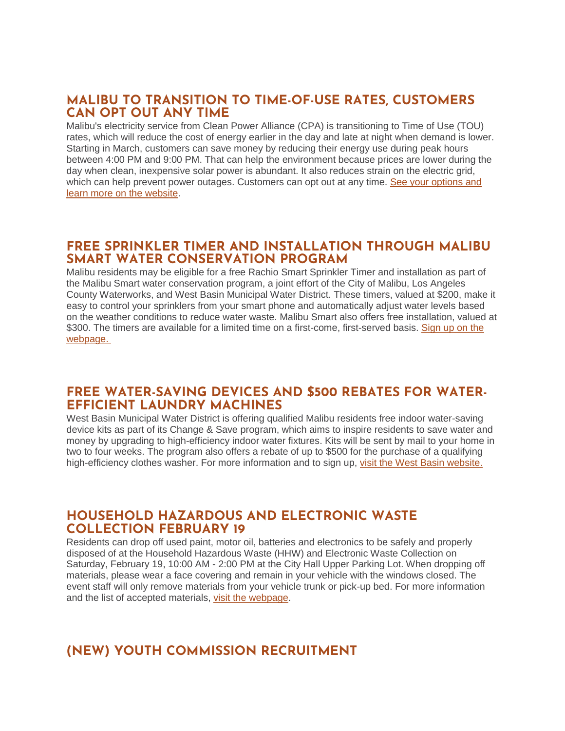## MALIBU TO TRANSITION TO TIME-OF-USE RATES, CUSTOMERS CAN OPT OUT ANY TIME

Malibu's electricity service from Clean Power Alliance (CPA) is transitioning to Time of Use (TOU) rates, which will reduce the cost of energy earlier in the day and late at night when demand is lower. Starting in March, customers can save money by reducing their energy use during peak hours between 4:00 PM and 9:00 PM. That can help the environment because prices are lower during the day when clean, inexpensive solar power is abundant. It also reduces strain on the electric grid, which can help prevent power outages. Customers can opt out at any time. See your options and learn more on the website.

## FREE SPRINKLER TIMER AND INSTALLATION THROUGH MALIBU SMART WATER CONSERVATION PROGRAM

Malibu residents may be eligible for a free Rachio Smart Sprinkler Timer and installation as part of the Malibu Smart water conservation program, a joint effort of the City of Malibu, Los Angeles County Waterworks, and West Basin Municipal Water District. These timers, valued at $200, make it easy to control your sprinklers from your smart phone and automatically adjust water levels based on the weather conditions to reduce water waste. Malibu Smart also offers free installation, valued at $300. The timers are available for a limited time on a first-come, first-served basis. Sign up on the webpage.

## FREE WATER-SAVING DEVICES AND $500 REBATES FOR WATER-EFFICIENT LAUNDRY MACHINES

West Basin Municipal Water District is offering qualified Malibu residents free indoor water-saving device kits as part of its Change & Save program, which aims to inspire residents to save water and money by upgrading to high-efficiency indoor water fixtures. Kits will be sent by mail to your home in two to four weeks. The program also offers a rebate of up to $500 for the purchase of a qualifying high-efficiency clothes washer. For more information and to sign up, visit the West Basin website.

## HOUSEHOLD HAZARDOUS AND ELECTRONIC WASTE COLLECTION FEBRUARY 19

Residents can drop off used paint, motor oil, batteries and electronics to be safely and properly disposed of at the Household Hazardous Waste (HHW) and Electronic Waste Collection on Saturday, February 19, 10:00 AM - 2:00 PM at the City Hall Upper Parking Lot. When dropping off materials, please wear a face covering and remain in your vehicle with the windows closed. The event staff will only remove materials from your vehicle trunk or pick-up bed. For more information and the list of accepted materials, visit the webpage.

## (NEW) YOUTH COMMISSION RECRUITMENT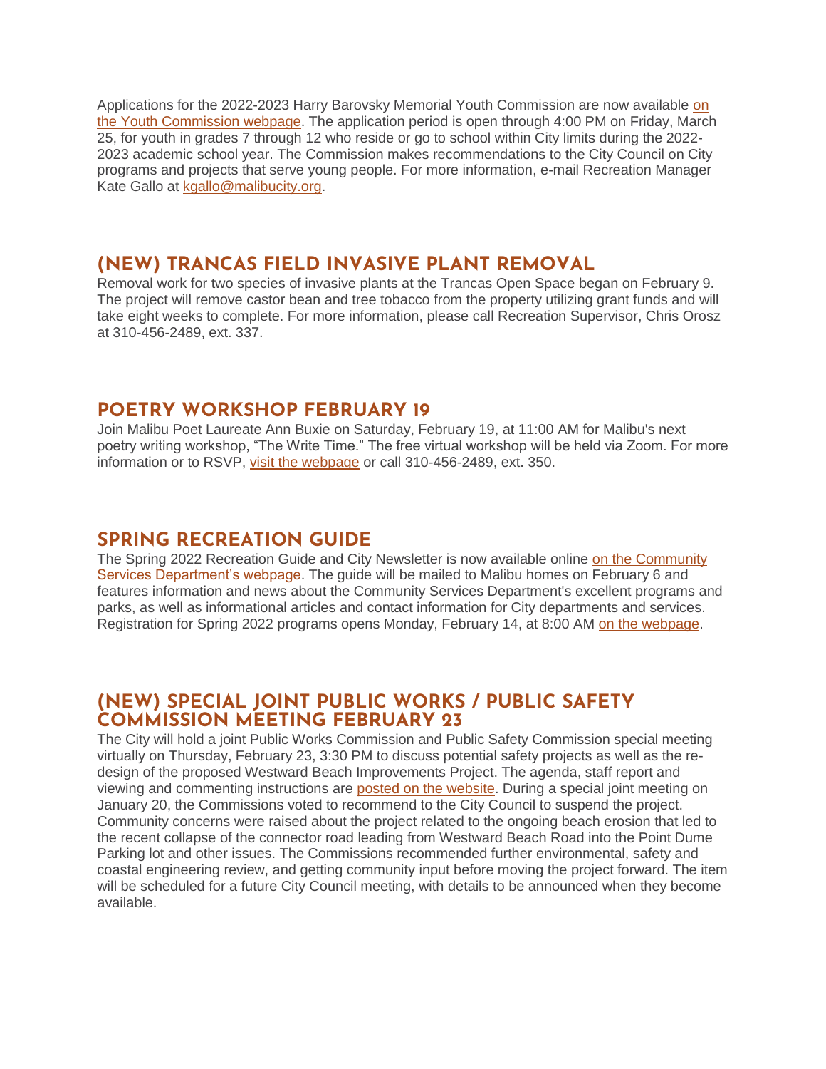Applications for the 2022-2023 Harry Barovsky Memorial Youth Commission are now available [on the Youth Commission webpage](). The application period is open through 4:00 PM on Friday, March 25, for youth in grades 7 through 12 who reside or go to school within City limits during the 2022-2023 academic school year. The Commission makes recommendations to the City Council on City programs and projects that serve young people. For more information, e-mail Recreation Manager Kate Gallo at [kgallo@malibucity.org]().

## (NEW) TRANCAS FIELD INVASIVE PLANT REMOVAL

Removal work for two species of invasive plants at the Trancas Open Space began on February 9. The project will remove castor bean and tree tobacco from the property utilizing grant funds and will take eight weeks to complete. For more information, please call Recreation Supervisor, Chris Orosz at 310-456-2489, ext. 337.

## POETRY WORKSHOP FEBRUARY 19

Join Malibu Poet Laureate Ann Buxie on Saturday, February 19, at 11:00 AM for Malibu's next poetry writing workshop, "The Write Time." The free virtual workshop will be held via Zoom. For more information or to RSVP, [visit the webpage]() or call 310-456-2489, ext. 350.

## SPRING RECREATION GUIDE

The Spring 2022 Recreation Guide and City Newsletter is now available online [on the Community Services Department's webpage](). The guide will be mailed to Malibu homes on February 6 and features information and news about the Community Services Department's excellent programs and parks, as well as informational articles and contact information for City departments and services. Registration for Spring 2022 programs opens Monday, February 14, at 8:00 AM [on the webpage]().

## (NEW) SPECIAL JOINT PUBLIC WORKS / PUBLIC SAFETY COMMISSION MEETING FEBRUARY 23

The City will hold a joint Public Works Commission and Public Safety Commission special meeting virtually on Thursday, February 23, 3:30 PM to discuss potential safety projects as well as the re-design of the proposed Westward Beach Improvements Project. The agenda, staff report and viewing and commenting instructions are [posted on the website](). During a special joint meeting on January 20, the Commissions voted to recommend to the City Council to suspend the project. Community concerns were raised about the project related to the ongoing beach erosion that led to the recent collapse of the connector road leading from Westward Beach Road into the Point Dume Parking lot and other issues. The Commissions recommended further environmental, safety and coastal engineering review, and getting community input before moving the project forward. The item will be scheduled for a future City Council meeting, with details to be announced when they become available.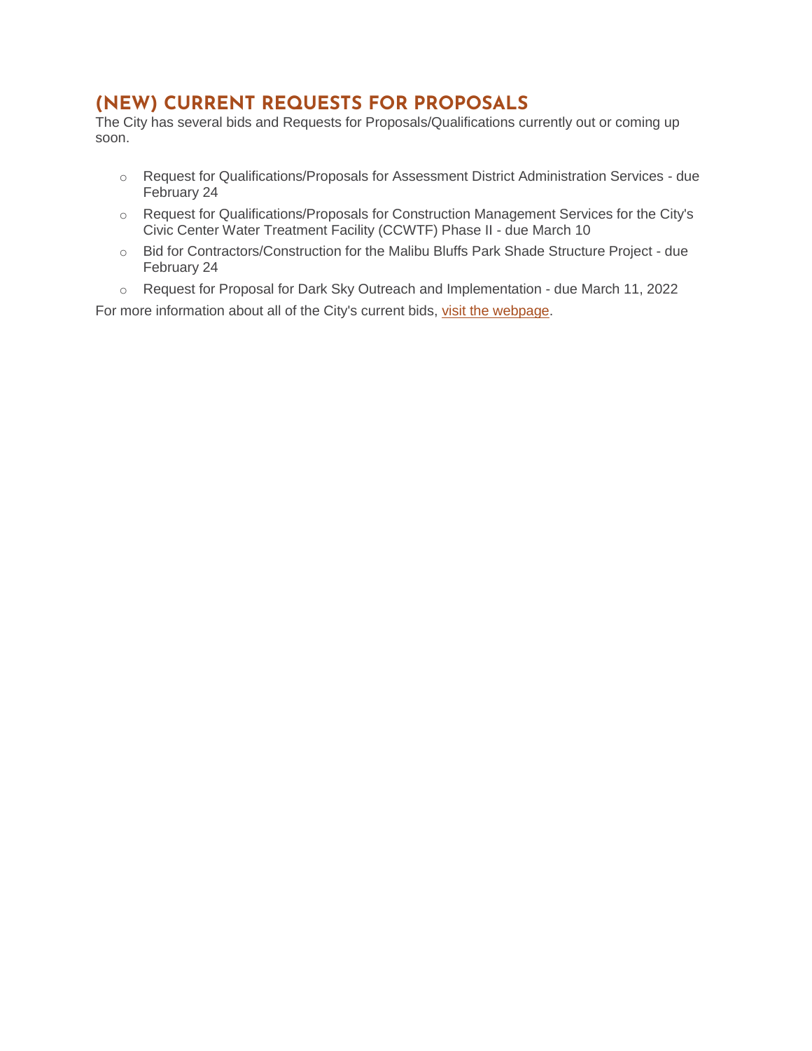## (NEW) CURRENT REQUESTS FOR PROPOSALS

The City has several bids and Requests for Proposals/Qualifications currently out or coming up soon.

- Request for Qualifications/Proposals for Assessment District Administration Services - due February 24
- Request for Qualifications/Proposals for Construction Management Services for the City's Civic Center Water Treatment Facility (CCWTF) Phase II - due March 10
- Bid for Contractors/Construction for the Malibu Bluffs Park Shade Structure Project - due February 24
- Request for Proposal for Dark Sky Outreach and Implementation - due March 11, 2022

For more information about all of the City's current bids, visit the webpage.